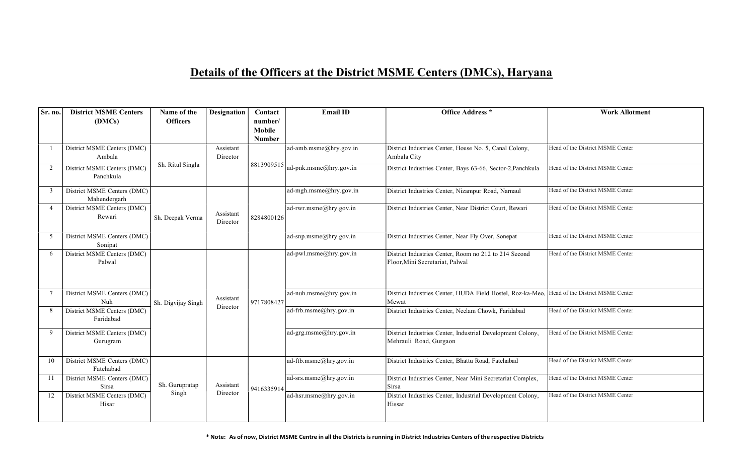# Details of the Officers at the District MSME Centers (DMCs), Haryana

| Sr. no. | District MSME Centers (DMCs) | Name of the Officers | Designation | Contact number/ Mobile Number | Email ID | Office Address * | Work Allotment |
|---|---|---|---|---|---|---|---|
| 1 | District MSME Centers (DMC) Ambala | Sh. Ritul Singla | Assistant Director | 8813909515 | ad-amb.msme@hry.gov.in | District Industries Center, House No. 5, Canal Colony, Ambala City | Head of the District MSME Center |
| 2 | District MSME Centers (DMC) Panchkula | | | | ad-pnk.msme@hry.gov.in | District Industries Center, Bays 63-66, Sector-2,Panchkula | Head of the District MSME Center |
| 3 | District MSME Centers (DMC) Mahendergarh | Sh. Deepak Verma | Assistant Director | 8284800126 | ad-mgh.msme@hry.gov.in | District Industries Center, Nizampur Road, Narnaul | Head of the District MSME Center |
| 4 | District MSME Centers (DMC) Rewari | | | | ad-rwr.msme@hry.gov.in | District Industries Center, Near District Court, Rewari | Head of the District MSME Center |
| 5 | District MSME Centers (DMC) Sonipat | | | | ad-snp.msme@hry.gov.in | District Industries Center, Near Fly Over, Sonepat | Head of the District MSME Center |
| 6 | District MSME Centers (DMC) Palwal | Sh. Digvijay Singh | Assistant Director | 9717808427 | ad-pwl.msme@hry.gov.in | District Industries Center, Room no 212 to 214 Second Floor,Mini Secretariat, Palwal | Head of the District MSME Center |
| 7 | District MSME Centers (DMC) Nuh | | | | ad-nuh.msme@hry.gov.in | District Industries Center, HUDA Field Hostel, Roz-ka-Meo, Mewat | Head of the District MSME Center |
| 8 | District MSME Centers (DMC) Faridabad | | | | ad-frb.msme@hry.gov.in | District Industries Center, Neelam Chowk, Faridabad | Head of the District MSME Center |
| 9 | District MSME Centers (DMC) Gurugram | | | | ad-grg.msme@hry.gov.in | District Industries Center, Industrial Development Colony, Mehrauli Road, Gurgaon | Head of the District MSME Center |
| 10 | District MSME Centers (DMC) Fatehabad | Sh. Gurupratap Singh | Assistant Director | 9416335914 | ad-ftb.msme@hry.gov.in | District Industries Center, Bhattu Road, Fatehabad | Head of the District MSME Center |
| 11 | District MSME Centers (DMC) Sirsa | | | | ad-srs.msme@hry.gov.in | District Industries Center, Near Mini Secretariat Complex, Sirsa | Head of the District MSME Center |
| 12 | District MSME Centers (DMC) Hisar | | | | ad-hsr.msme@hry.gov.in | District Industries Center, Industrial Development Colony, Hissar | Head of the District MSME Center |

**\* Note: As of now, District MSME Centre in all the Districts is running in District Industries Centers of the respective Districts**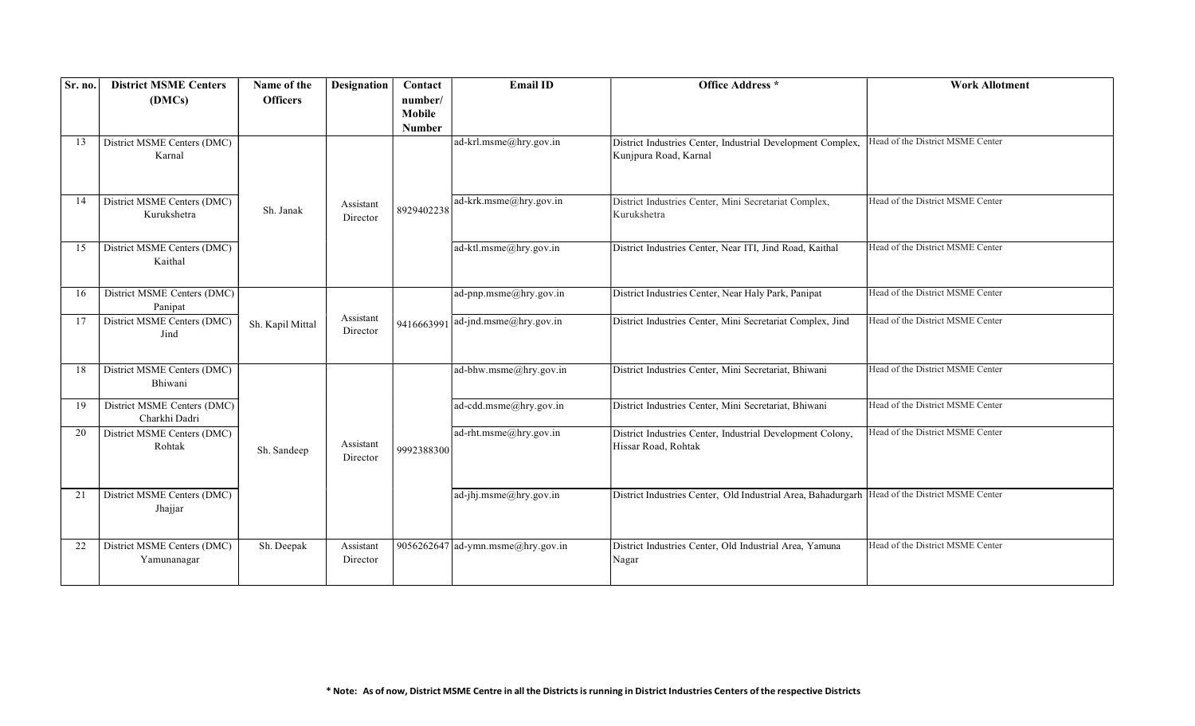| Sr. no. | District MSME Centers (DMCs) | Name of the Officers | Designation | Contact number/ Mobile Number | Email ID | Office Address * | Work Allotment |
|---|---|---|---|---|---|---|---|
| 13 | District MSME Centers (DMC) Karnal | Sh. Janak | Assistant Director | 8929402238 | ad-krl.msme@hry.gov.in | District Industries Center, Industrial Development Complex, Kunjpura Road, Karnal | Head of the District MSME Center |
| 14 | District MSME Centers (DMC) Kurukshetra | | | | ad-krk.msme@hry.gov.in | District Industries Center, Mini Secretariat Complex, Kurukshetra | Head of the District MSME Center |
| 15 | District MSME Centers (DMC) Kaithal | | | | ad-ktl.msme@hry.gov.in | District Industries Center, Near ITI, Jind Road, Kaithal | Head of the District MSME Center |
| 16 | District MSME Centers (DMC) Panipat | Sh. Kapil Mittal | Assistant Director | 9416663991 | ad-pnp.msme@hry.gov.in | District Industries Center, Near Haly Park, Panipat | Head of the District MSME Center |
| 17 | District MSME Centers (DMC) Jind | | | | ad-jnd.msme@hry.gov.in | District Industries Center, Mini Secretariat Complex, Jind | Head of the District MSME Center |
| 18 | District MSME Centers (DMC) Bhiwani | Sh. Sandeep | Assistant Director | 9992388300 | ad-bhw.msme@hry.gov.in | District Industries Center, Mini Secretariat, Bhiwani | Head of the District MSME Center |
| 19 | District MSME Centers (DMC) Charkhi Dadri | | | | ad-cdd.msme@hry.gov.in | District Industries Center, Mini Secretariat, Bhiwani | Head of the District MSME Center |
| 20 | District MSME Centers (DMC) Rohtak | | | | ad-rht.msme@hry.gov.in | District Industries Center, Industrial Development Colony, Hissar Road, Rohtak | Head of the District MSME Center |
| 21 | District MSME Centers (DMC) Jhajjar | | | | ad-jhj.msme@hry.gov.in | District Industries Center, Old Industrial Area, Bahadurgarh | Head of the District MSME Center |
| 22 | District MSME Centers (DMC) Yamunanagar | Sh. Deepak | Assistant Director | 9056262647 | ad-ymn.msme@hry.gov.in | District Industries Center, Old Industrial Area, Yamuna Nagar | Head of the District MSME Center |

**\* Note: As of now, District MSME Centre in all the Districts is running in District Industries Centers of the respective Districts**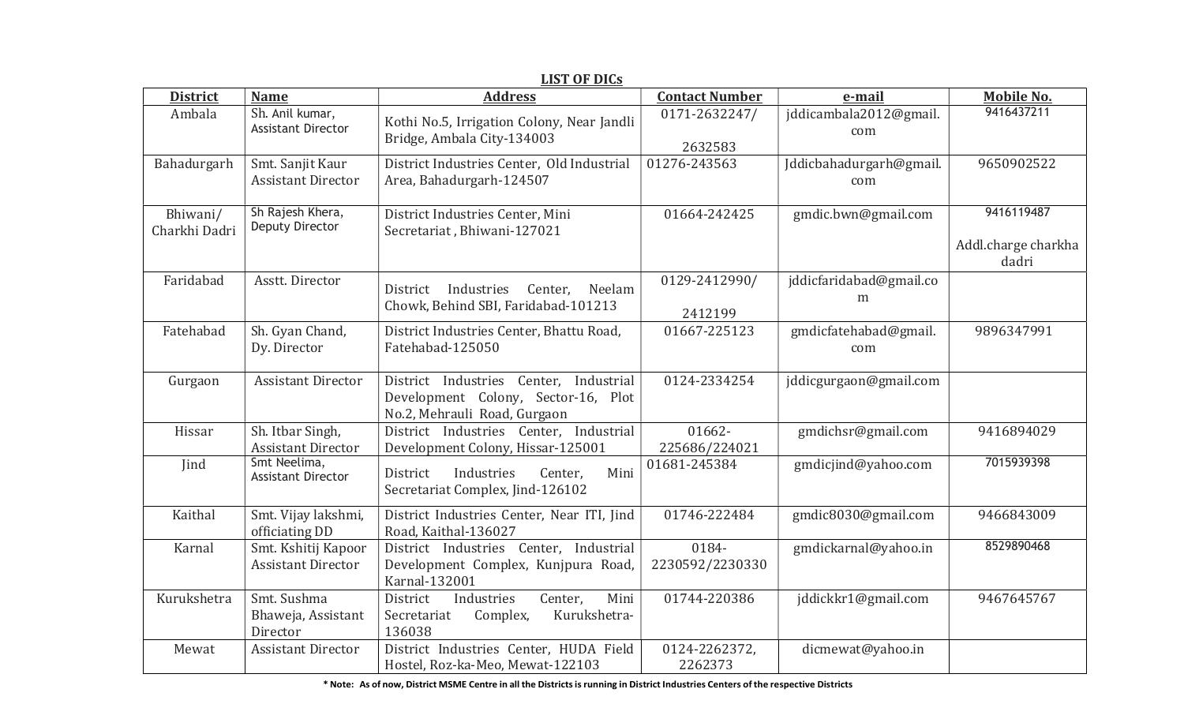**LIST OF DICs**

| District | Name | Address | Contact Number | e-mail | Mobile No. |
|---|---|---|---|---|---|
| Ambala | Sh. Anil kumar, Assistant Director | Kothi No.5, Irrigation Colony, Near Jandli Bridge, Ambala City-134003 | 0171-2632247/ 2632583 | jddicambala2012@gmail.com | 9416437211 |
| Bahadurgarh | Smt. Sanjit Kaur Assistant Director | District Industries Center, Old Industrial Area, Bahadurgarh-124507 | 01276-243563 | Jddicbahadurgarh@gmail.com | 9650902522 |
| Bhiwani/ Charkhi Dadri | Sh Rajesh Khera, Deputy Director | District Industries Center, Mini Secretariat , Bhiwani-127021 | 01664-242425 | gmdic.bwn@gmail.com | 9416119487 Addl.charge charkha dadri |
| Faridabad | Asstt. Director | District Industries Center, Neelam Chowk, Behind SBI, Faridabad-101213 | 0129-2412990/ 2412199 | jddicfaridabad@gmail.com | |
| Fatehabad | Sh. Gyan Chand, Dy. Director | District Industries Center, Bhattu Road, Fatehabad-125050 | 01667-225123 | gmdicfatehabad@gmail.com | 9896347991 |
| Gurgaon | Assistant Director | District Industries Center, Industrial Development Colony, Sector-16, Plot No.2, Mehrauli Road, Gurgaon | 0124-2334254 | jddicgurgaon@gmail.com | |
| Hissar | Sh. Itbar Singh, Assistant Director | District Industries Center, Industrial Development Colony, Hissar-125001 | 01662-225686/224021 | gmdichsr@gmail.com | 9416894029 |
| Jind | Smt Neelima, Assistant Director | District Industries Center, Mini Secretariat Complex, Jind-126102 | 01681-245384 | gmdicjind@yahoo.com | 7015939398 |
| Kaithal | Smt. Vijay lakshmi, officiating DD | District Industries Center, Near ITI, Jind Road, Kaithal-136027 | 01746-222484 | gmdic8030@gmail.com | 9466843009 |
| Karnal | Smt. Kshitij Kapoor Assistant Director | District Industries Center, Industrial Development Complex, Kunjpura Road, Karnal-132001 | 0184-2230592/2230330 | gmdickarnal@yahoo.in | 8529890468 |
| Kurukshetra | Smt. Sushma Bhaweja, Assistant Director | District Industries Center, Mini Secretariat Complex, Kurukshetra-136038 | 01744-220386 | jddickkr1@gmail.com | 9467645767 |
| Mewat | Assistant Director | District Industries Center, HUDA Field Hostel, Roz-ka-Meo, Mewat-122103 | 0124-2262372, 2262373 | dicmewat@yahoo.in | |

**\* Note: As of now, District MSME Centre in all the Districts is running in District Industries Centers of the respective Districts**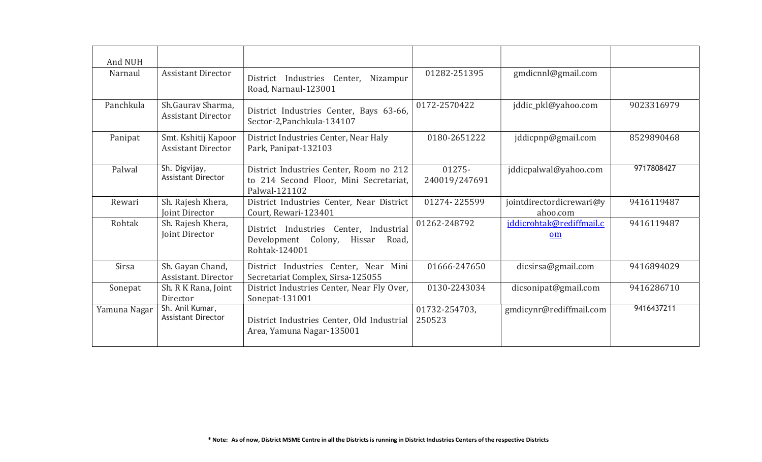| And NUH | | | | | |
|---|---|---|---|---|---|
| Narnaul | Assistant Director | District Industries Center, Nizampur Road, Narnaul-123001 | 01282-251395 | gmdicnnl@gmail.com | |
| Panchkula | Sh.Gaurav Sharma, Assistant Director | District Industries Center, Bays 63-66, Sector-2,Panchkula-134107 | 0172-2570422 | jddic_pkl@yahoo.com | 9023316979 |
| Panipat | Smt. Kshitij Kapoor Assistant Director | District Industries Center, Near Haly Park, Panipat-132103 | 0180-2651222 | jddicpnp@gmail.com | 8529890468 |
| Palwal | Sh. Digvijay, Assistant Director | District Industries Center, Room no 212 to 214 Second Floor, Mini Secretariat, Palwal-121102 | 01275-240019/247691 | jddicpalwal@yahoo.com | 9717808427 |
| Rewari | Sh. Rajesh Khera, Joint Director | District Industries Center, Near District Court, Rewari-123401 | 01274- 225599 | jointdirectordicrewari@yahoo.com | 9416119487 |
| Rohtak | Sh. Rajesh Khera, Joint Director | District Industries Center, Industrial Development Colony, Hissar Road, Rohtak-124001 | 01262-248792 | jddicrohtak@rediffmail.com | 9416119487 |
| Sirsa | Sh. Gayan Chand, Assistant. Director | District Industries Center, Near Mini Secretariat Complex, Sirsa-125055 | 01666-247650 | dicsirsa@gmail.com | 9416894029 |
| Sonepat | Sh. R K Rana, Joint Director | District Industries Center, Near Fly Over, Sonepat-131001 | 0130-2243034 | dicsonipat@gmail.com | 9416286710 |
| Yamuna Nagar | Sh. Anil Kumar, Assistant Director | District Industries Center, Old Industrial Area, Yamuna Nagar-135001 | 01732-254703, 250523 | gmdicynr@rediffmail.com | 9416437211 |

**\* Note: As of now, District MSME Centre in all the Districts is running in District Industries Centers of the respective Districts**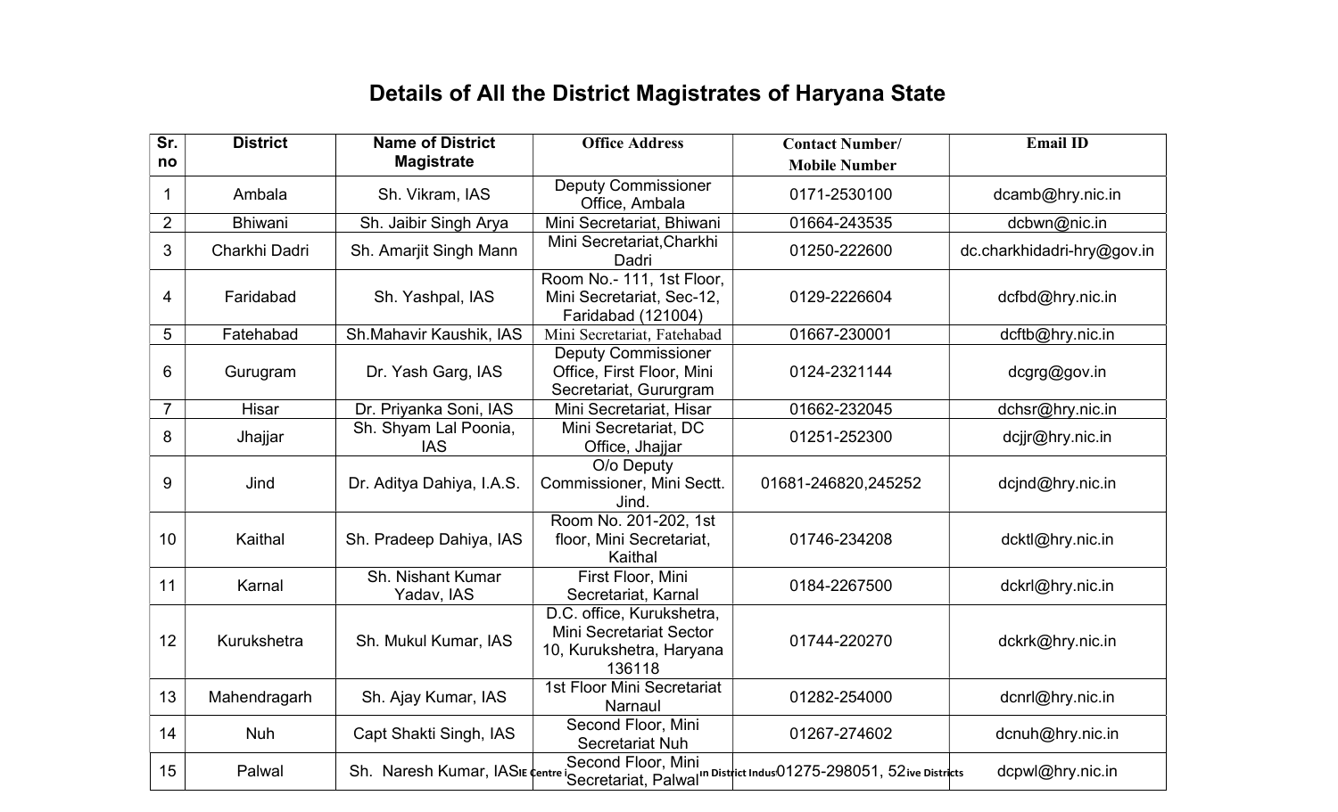# Details of All the District Magistrates of Haryana State

| Sr. no | District | Name of District Magistrate | Office Address | Contact Number/ Mobile Number | Email ID |
|---|---|---|---|---|---|
| 1 | Ambala | Sh. Vikram, IAS | Deputy Commissioner Office, Ambala | 0171-2530100 | dcamb@hry.nic.in |
| 2 | Bhiwani | Sh. Jaibir Singh Arya | Mini Secretariat, Bhiwani | 01664-243535 | dcbwn@nic.in |
| 3 | Charkhi Dadri | Sh. Amarjit Singh Mann | Mini Secretariat,Charkhi Dadri | 01250-222600 | dc.charkhidadri-hry@gov.in |
| 4 | Faridabad | Sh. Yashpal, IAS | Room No.- 111, 1st Floor, Mini Secretariat, Sec-12, Faridabad (121004) | 0129-2226604 | dcfbd@hry.nic.in |
| 5 | Fatehabad | Sh.Mahavir Kaushik, IAS | Mini Secretariat, Fatehabad | 01667-230001 | dcftb@hry.nic.in |
| 6 | Gurugram | Dr. Yash Garg, IAS | Deputy Commissioner Office, First Floor, Mini Secretariat, Gururgram | 0124-2321144 | dcgrg@gov.in |
| 7 | Hisar | Dr. Priyanka Soni, IAS | Mini Secretariat, Hisar | 01662-232045 | dchsr@hry.nic.in |
| 8 | Jhajjar | Sh. Shyam Lal Poonia, IAS | Mini Secretariat, DC Office, Jhajjar | 01251-252300 | dcjjr@hry.nic.in |
| 9 | Jind | Dr. Aditya Dahiya, I.A.S. | O/o Deputy Commissioner, Mini Sectt. Jind. | 01681-246820,245252 | dcjnd@hry.nic.in |
| 10 | Kaithal | Sh. Pradeep Dahiya, IAS | Room No. 201-202, 1st floor, Mini Secretariat, Kaithal | 01746-234208 | dcktl@hry.nic.in |
| 11 | Karnal | Sh. Nishant Kumar Yadav, IAS | First Floor, Mini Secretariat, Karnal | 0184-2267500 | dckrl@hry.nic.in |
| 12 | Kurukshetra | Sh. Mukul Kumar, IAS | D.C. office, Kurukshetra, Mini Secretariat Sector 10, Kurukshetra, Haryana 136118 | 01744-220270 | dckrk@hry.nic.in |
| 13 | Mahendragarh | Sh. Ajay Kumar, IAS | 1st Floor Mini Secretariat Narnaul | 01282-254000 | dcnrl@hry.nic.in |
| 14 | Nuh | Capt Shakti Singh, IAS | Second Floor, Mini Secretariat Nuh | 01267-274602 | dcnuh@hry.nic.in |
| 15 | Palwal | Sh. Naresh Kumar, IAS | Second Floor, Mini Secretariat, Palwal | 01275-298051, 52 | dcpwl@hry.nic.in |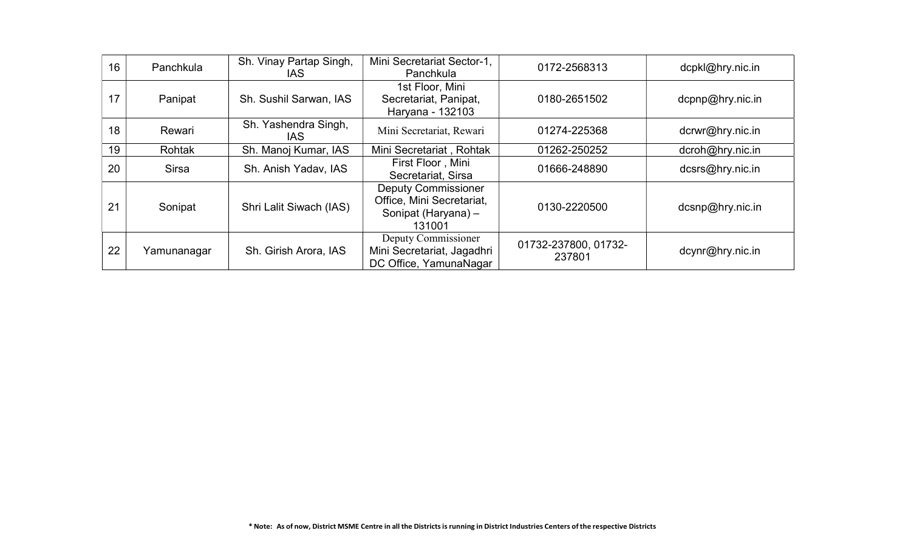| | | | | | |
|---|---|---|---|---|---|
| 16 | Panchkula | Sh. Vinay Partap Singh, IAS | Mini Secretariat Sector-1, Panchkula | 0172-2568313 | dcpkl@hry.nic.in |
| 17 | Panipat | Sh. Sushil Sarwan, IAS | 1st Floor, Mini Secretariat, Panipat, Haryana - 132103 | 0180-2651502 | dcpnp@hry.nic.in |
| 18 | Rewari | Sh. Yashendra Singh, IAS | Mini Secretariat, Rewari | 01274-225368 | dcrwr@hry.nic.in |
| 19 | Rohtak | Sh. Manoj Kumar, IAS | Mini Secretariat , Rohtak | 01262-250252 | dcroh@hry.nic.in |
| 20 | Sirsa | Sh. Anish Yadav, IAS | First Floor , Mini Secretariat, Sirsa | 01666-248890 | dcsrs@hry.nic.in |
| 21 | Sonipat | Shri Lalit Siwach (IAS) | Deputy Commissioner Office, Mini Secretariat, Sonipat (Haryana) – 131001 | 0130-2220500 | dcsnp@hry.nic.in |
| 22 | Yamunanagar | Sh. Girish Arora, IAS | Deputy Commissioner Mini Secretariat, Jagadhri DC Office, YamunaNagar | 01732-237800, 01732-237801 | dcynr@hry.nic.in |

**\* Note: As of now, District MSME Centre in all the Districts is running in District Industries Centers of the respective Districts**